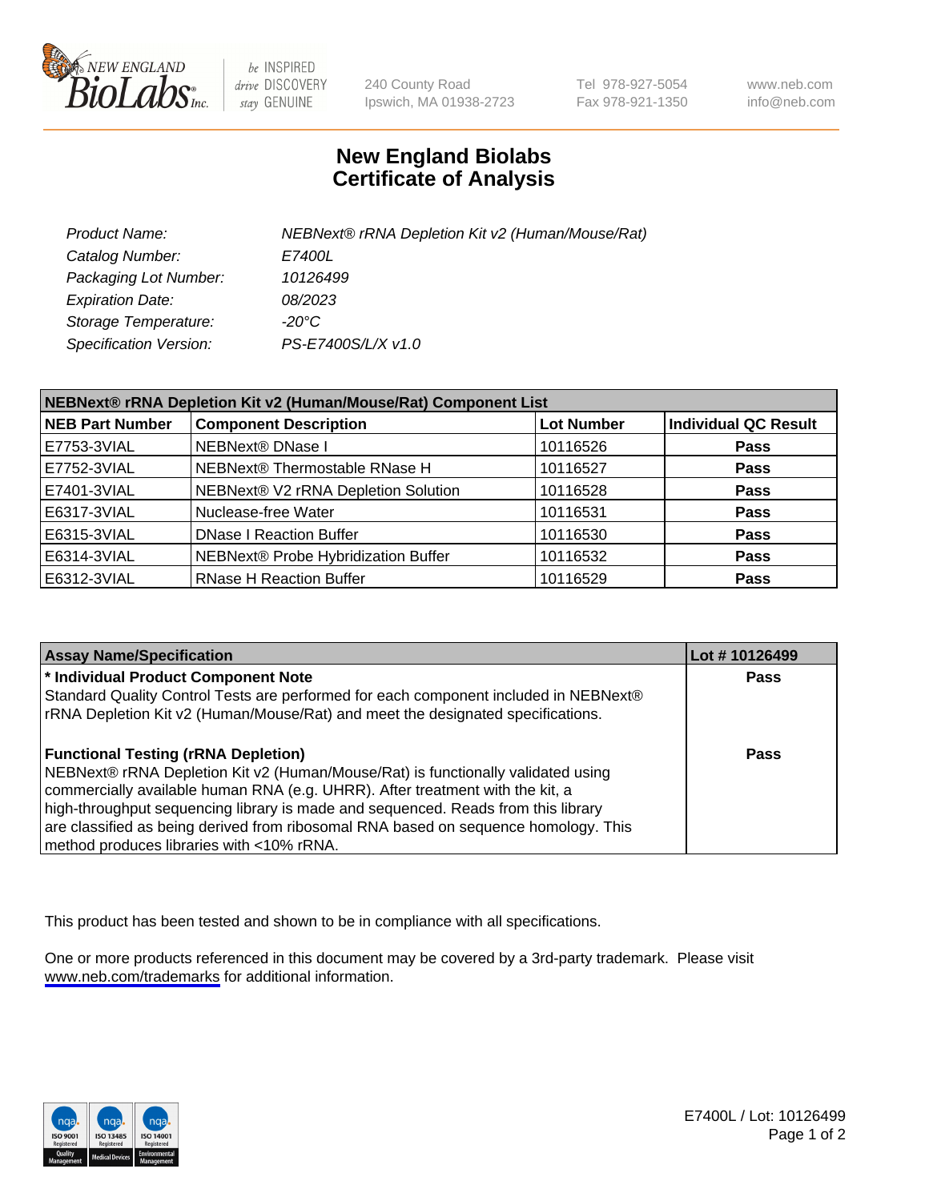# New England Biolabs Certificate of Analysis

| | |
|---|---|
| *Product Name:* | *NEBNext® rRNA Depletion Kit v2 (Human/Mouse/Rat)* |
| *Catalog Number:* | *E7400L* |
| *Packaging Lot Number:* | *10126499* |
| *Expiration Date:* | *08/2023* |
| *Storage Temperature:* | *-20°C* |
| *Specification Version:* | *PS-E7400S/L/X v1.0* |

**NEBNext® rRNA Depletion Kit v2 (Human/Mouse/Rat) Component List**

| NEB Part Number | Component Description | Lot Number | Individual QC Result |
|---|---|---|---|
| E7753-3VIAL | NEBNext® DNase I | 10116526 | **Pass** |
| E7752-3VIAL | NEBNext® Thermostable RNase H | 10116527 | **Pass** |
| E7401-3VIAL | NEBNext® V2 rRNA Depletion Solution | 10116528 | **Pass** |
| E6317-3VIAL | Nuclease-free Water | 10116531 | **Pass** |
| E6315-3VIAL | DNase I Reaction Buffer | 10116530 | **Pass** |
| E6314-3VIAL | NEBNext® Probe Hybridization Buffer | 10116532 | **Pass** |
| E6312-3VIAL | RNase H Reaction Buffer | 10116529 | **Pass** |

| Assay Name/Specification | Lot # 10126499 |
|---|---|
| **\* Individual Product Component Note**<br>Standard Quality Control Tests are performed for each component included in NEBNext® rRNA Depletion Kit v2 (Human/Mouse/Rat) and meet the designated specifications. | **Pass** |
| **Functional Testing (rRNA Depletion)**<br>NEBNext® rRNA Depletion Kit v2 (Human/Mouse/Rat) is functionally validated using commercially available human RNA (e.g. UHRR). After treatment with the kit, a high-throughput sequencing library is made and sequenced. Reads from this library are classified as being derived from ribosomal RNA based on sequence homology. This method produces libraries with <10% rRNA. | **Pass** |

This product has been tested and shown to be in compliance with all specifications.

One or more products referenced in this document may be covered by a 3rd-party trademark. Please visit www.neb.com/trademarks for additional information.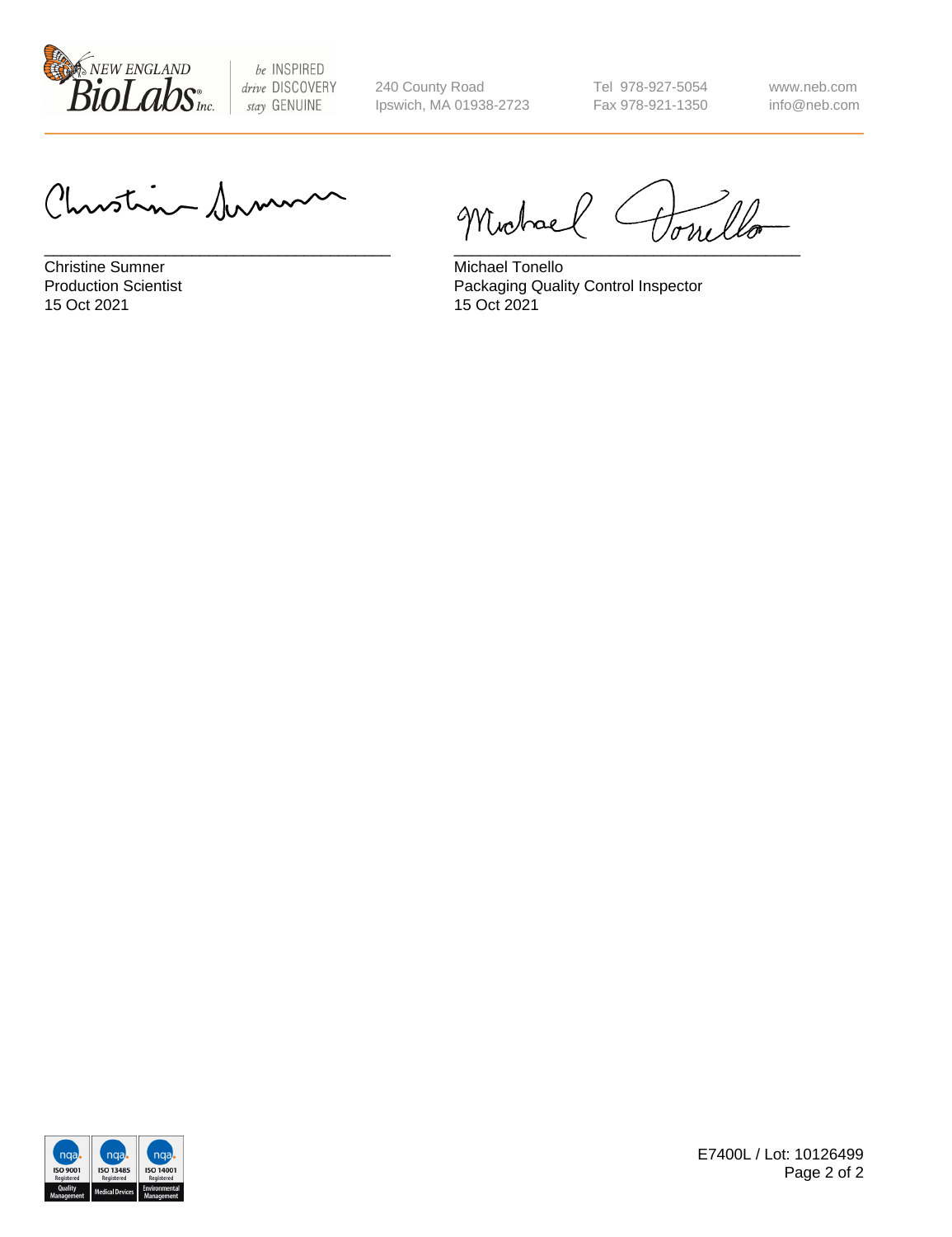240 County Road
Ipswich, MA 01938-2723

Tel 978-927-5054
Fax 978-921-1350

www.neb.com
info@neb.com

Christine Sumner
Production Scientist
15 Oct 2021

Michael Tonello
Packaging Quality Control Inspector
15 Oct 2021

E7400L / Lot: 10126499